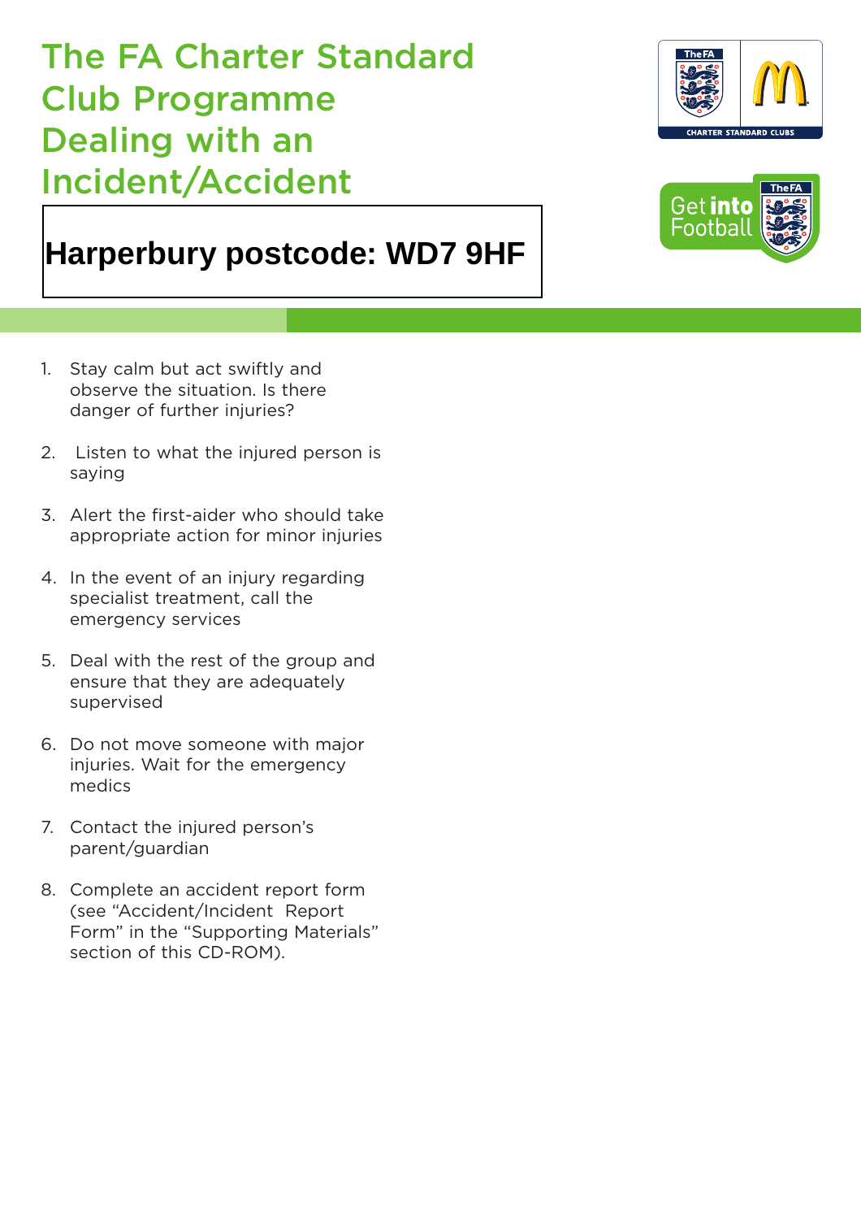# The FA Charter Standard Club Programme Dealing with an Incident/Accident

**Harperbury postcode: WD7 9HF**

1. Stay calm but act swiftly and observe the situation. Is there danger of further injuries?

2. Listen to what the injured person is saying

3. Alert the first-aider who should take appropriate action for minor injuries

4. In the event of an injury regarding specialist treatment, call the emergency services

5. Deal with the rest of the group and ensure that they are adequately supervised

6. Do not move someone with major injuries. Wait for the emergency medics

7. Contact the injured person's parent/guardian

8. Complete an accident report form (see "Accident/Incident Report Form" in the "Supporting Materials" section of this CD-ROM).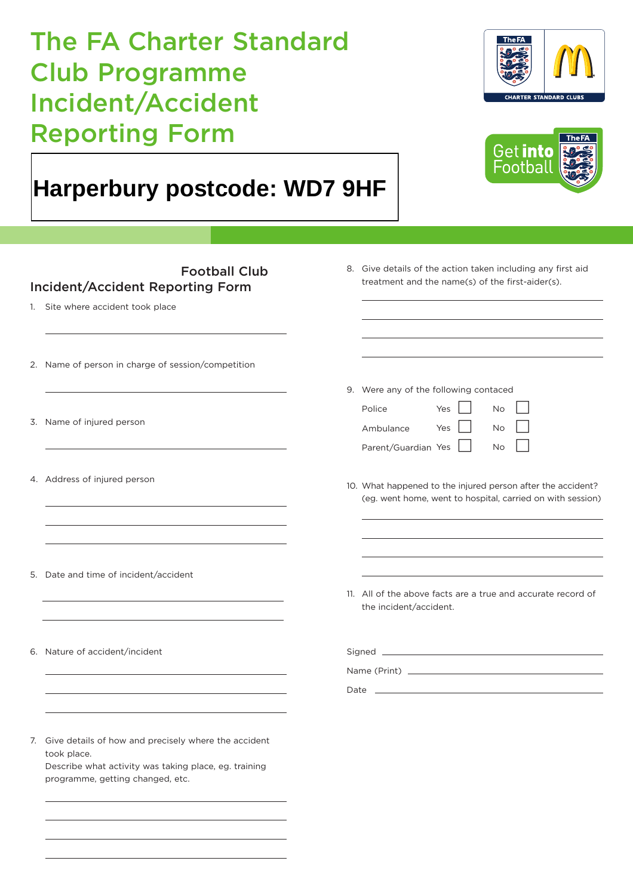# The FA Charter Standard Club Programme Incident/Accident Reporting Form

**Harperbury postcode: WD7 9HF**

## Football Club Incident/Accident Reporting Form

1. Site where accident took place

2. Name of person in charge of session/competition

3. Name of injured person

4. Address of injured person

5. Date and time of incident/accident

6. Nature of accident/incident

7. Give details of how and precisely where the accident took place.
   Describe what activity was taking place, eg. training programme, getting changed, etc.

8. Give details of the action taken including any first aid treatment and the name(s) of the first-aider(s).

9. Were any of the following contaced

| | | | | |
|---|---|---|---|---|
| Police | Yes | ☐ | No | ☐ |
| Ambulance | Yes | ☐ | No | ☐ |
| Parent/Guardian | Yes | ☐ | No | ☐ |

10. What happened to the injured person after the accident? (eg. went home, went to hospital, carried on with session)

11. All of the above facts are a true and accurate record of the incident/accident.

Signed

Name (Print)

Date